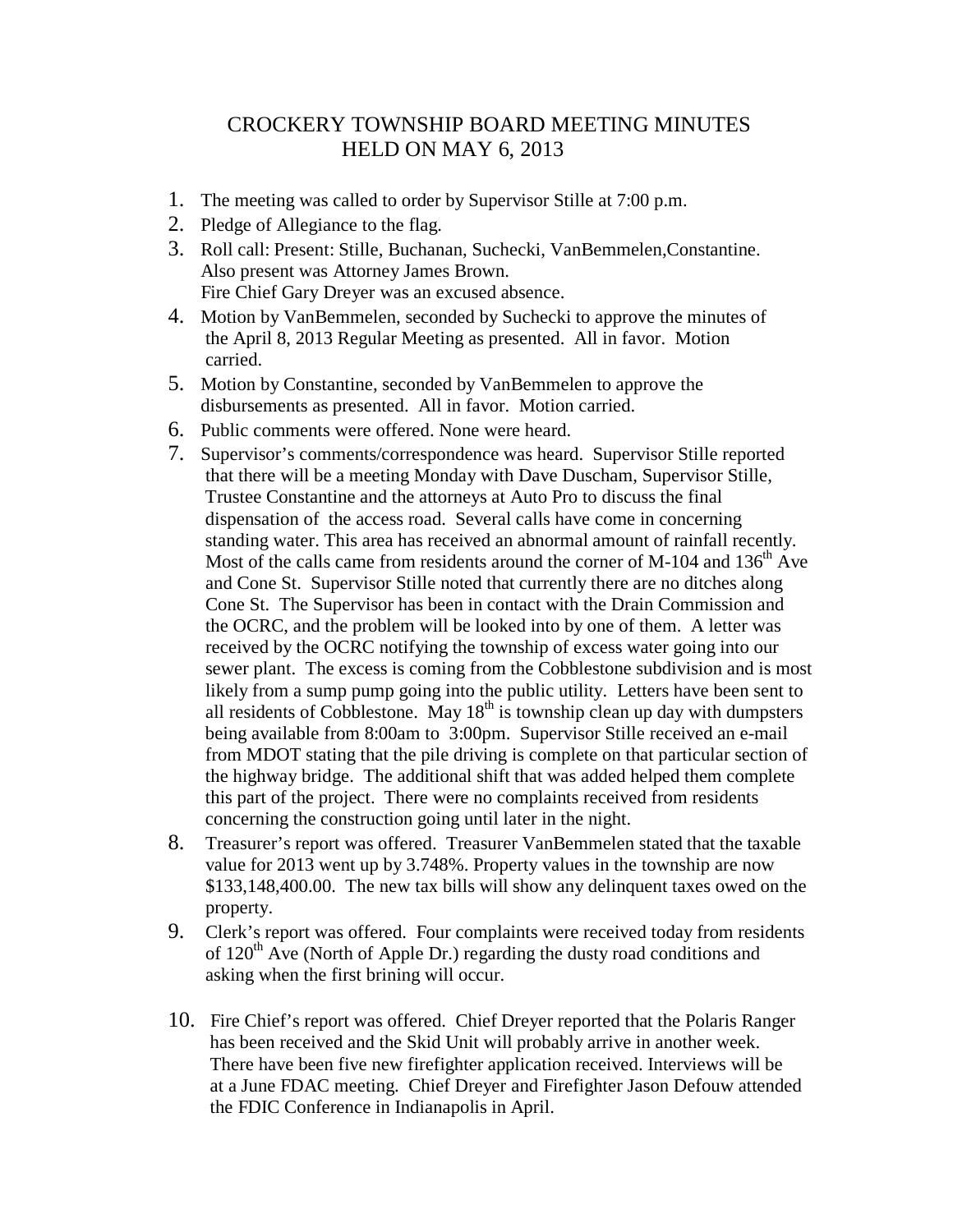# CROCKERY TOWNSHIP BOARD MEETING MINUTES
## HELD ON MAY 6, 2013

1. The meeting was called to order by Supervisor Stille at 7:00 p.m.
2. Pledge of Allegiance to the flag.
3. Roll call: Present: Stille, Buchanan, Suchecki, VanBemmelen,Constantine. Also present was Attorney James Brown. Fire Chief Gary Dreyer was an excused absence.
4. Motion by VanBemmelen, seconded by Suchecki to approve the minutes of the April 8, 2013 Regular Meeting as presented. All in favor. Motion carried.
5. Motion by Constantine, seconded by VanBemmelen to approve the disbursements as presented. All in favor. Motion carried.
6. Public comments were offered. None were heard.
7. Supervisor's comments/correspondence was heard. Supervisor Stille reported that there will be a meeting Monday with Dave Duscham, Supervisor Stille, Trustee Constantine and the attorneys at Auto Pro to discuss the final dispensation of the access road. Several calls have come in concerning standing water. This area has received an abnormal amount of rainfall recently. Most of the calls came from residents around the corner of M-104 and 136th Ave and Cone St. Supervisor Stille noted that currently there are no ditches along Cone St. The Supervisor has been in contact with the Drain Commission and the OCRC, and the problem will be looked into by one of them. A letter was received by the OCRC notifying the township of excess water going into our sewer plant. The excess is coming from the Cobblestone subdivision and is most likely from a sump pump going into the public utility. Letters have been sent to all residents of Cobblestone. May 18th is township clean up day with dumpsters being available from 8:00am to 3:00pm. Supervisor Stille received an e-mail from MDOT stating that the pile driving is complete on that particular section of the highway bridge. The additional shift that was added helped them complete this part of the project. There were no complaints received from residents concerning the construction going until later in the night.
8. Treasurer's report was offered. Treasurer VanBemmelen stated that the taxable value for 2013 went up by 3.748%. Property values in the township are now $133,148,400.00. The new tax bills will show any delinquent taxes owed on the property.
9. Clerk's report was offered. Four complaints were received today from residents of 120th Ave (North of Apple Dr.) regarding the dusty road conditions and asking when the first brining will occur.
10. Fire Chief's report was offered. Chief Dreyer reported that the Polaris Ranger has been received and the Skid Unit will probably arrive in another week. There have been five new firefighter application received. Interviews will be at a June FDAC meeting. Chief Dreyer and Firefighter Jason Defouw attended the FDIC Conference in Indianapolis in April.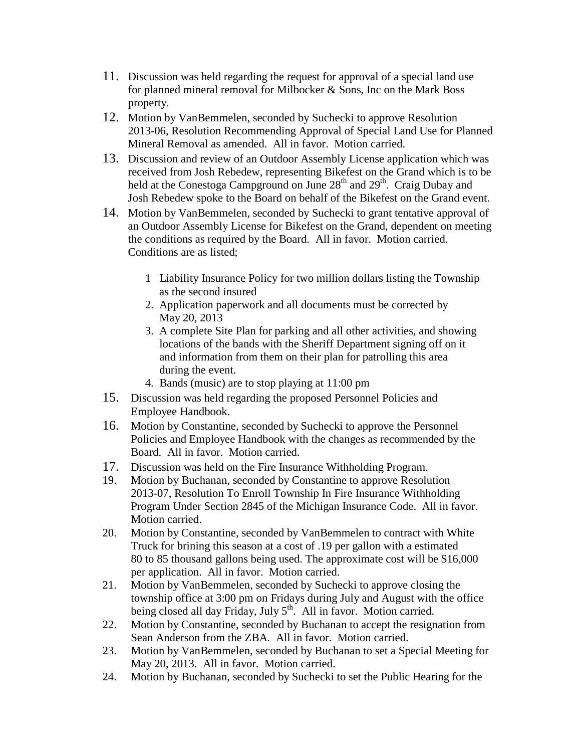11. Discussion was held regarding the request for approval of a special land use for planned mineral removal for Milbocker & Sons, Inc on the Mark Boss property.
12. Motion by VanBemmelen, seconded by Suchecki to approve Resolution 2013-06, Resolution Recommending Approval of Special Land Use for Planned Mineral Removal as amended. All in favor. Motion carried.
13. Discussion and review of an Outdoor Assembly License application which was received from Josh Rebedew, representing Bikefest on the Grand which is to be held at the Conestoga Campground on June 28th and 29th. Craig Dubay and Josh Rebedew spoke to the Board on behalf of the Bikefest on the Grand event.
14. Motion by VanBemmelen, seconded by Suchecki to grant tentative approval of an Outdoor Assembly License for Bikefest on the Grand, dependent on meeting the conditions as required by the Board. All in favor. Motion carried. Conditions are as listed;

    1 Liability Insurance Policy for two million dollars listing the Township as the second insured
    2. Application paperwork and all documents must be corrected by May 20, 2013
    3. A complete Site Plan for parking and all other activities, and showing locations of the bands with the Sheriff Department signing off on it and information from them on their plan for patrolling this area during the event.
    4. Bands (music) are to stop playing at 11:00 pm

15. Discussion was held regarding the proposed Personnel Policies and Employee Handbook.
16. Motion by Constantine, seconded by Suchecki to approve the Personnel Policies and Employee Handbook with the changes as recommended by the Board. All in favor. Motion carried.
17. Discussion was held on the Fire Insurance Withholding Program.
19. Motion by Buchanan, seconded by Constantine to approve Resolution 2013-07, Resolution To Enroll Township In Fire Insurance Withholding Program Under Section 2845 of the Michigan Insurance Code. All in favor. Motion carried.
20. Motion by Constantine, seconded by VanBemmelen to contract with White Truck for brining this season at a cost of .19 per gallon with a estimated 80 to 85 thousand gallons being used. The approximate cost will be $16,000 per application. All in favor. Motion carried.
21. Motion by VanBemmelen, seconded by Suchecki to approve closing the township office at 3:00 pm on Fridays during July and August with the office being closed all day Friday, July 5th. All in favor. Motion carried.
22. Motion by Constantine, seconded by Buchanan to accept the resignation from Sean Anderson from the ZBA. All in favor. Motion carried.
23. Motion by VanBemmelen, seconded by Buchanan to set a Special Meeting for May 20, 2013. All in favor. Motion carried.
24. Motion by Buchanan, seconded by Suchecki to set the Public Hearing for the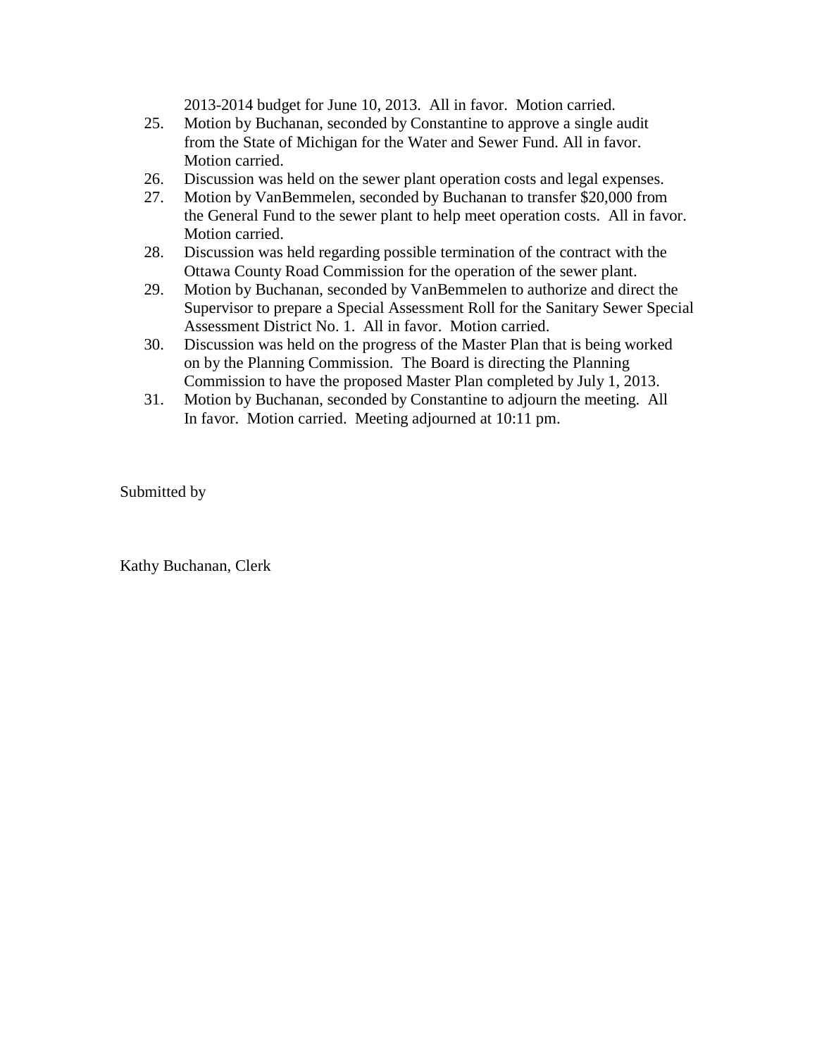2013-2014 budget for June 10, 2013. All in favor. Motion carried.

25. Motion by Buchanan, seconded by Constantine to approve a single audit from the State of Michigan for the Water and Sewer Fund. All in favor. Motion carried.
26. Discussion was held on the sewer plant operation costs and legal expenses.
27. Motion by VanBemmelen, seconded by Buchanan to transfer $20,000 from the General Fund to the sewer plant to help meet operation costs. All in favor. Motion carried.
28. Discussion was held regarding possible termination of the contract with the Ottawa County Road Commission for the operation of the sewer plant.
29. Motion by Buchanan, seconded by VanBemmelen to authorize and direct the Supervisor to prepare a Special Assessment Roll for the Sanitary Sewer Special Assessment District No. 1. All in favor. Motion carried.
30. Discussion was held on the progress of the Master Plan that is being worked on by the Planning Commission. The Board is directing the Planning Commission to have the proposed Master Plan completed by July 1, 2013.
31. Motion by Buchanan, seconded by Constantine to adjourn the meeting. All In favor. Motion carried. Meeting adjourned at 10:11 pm.

Submitted by

Kathy Buchanan, Clerk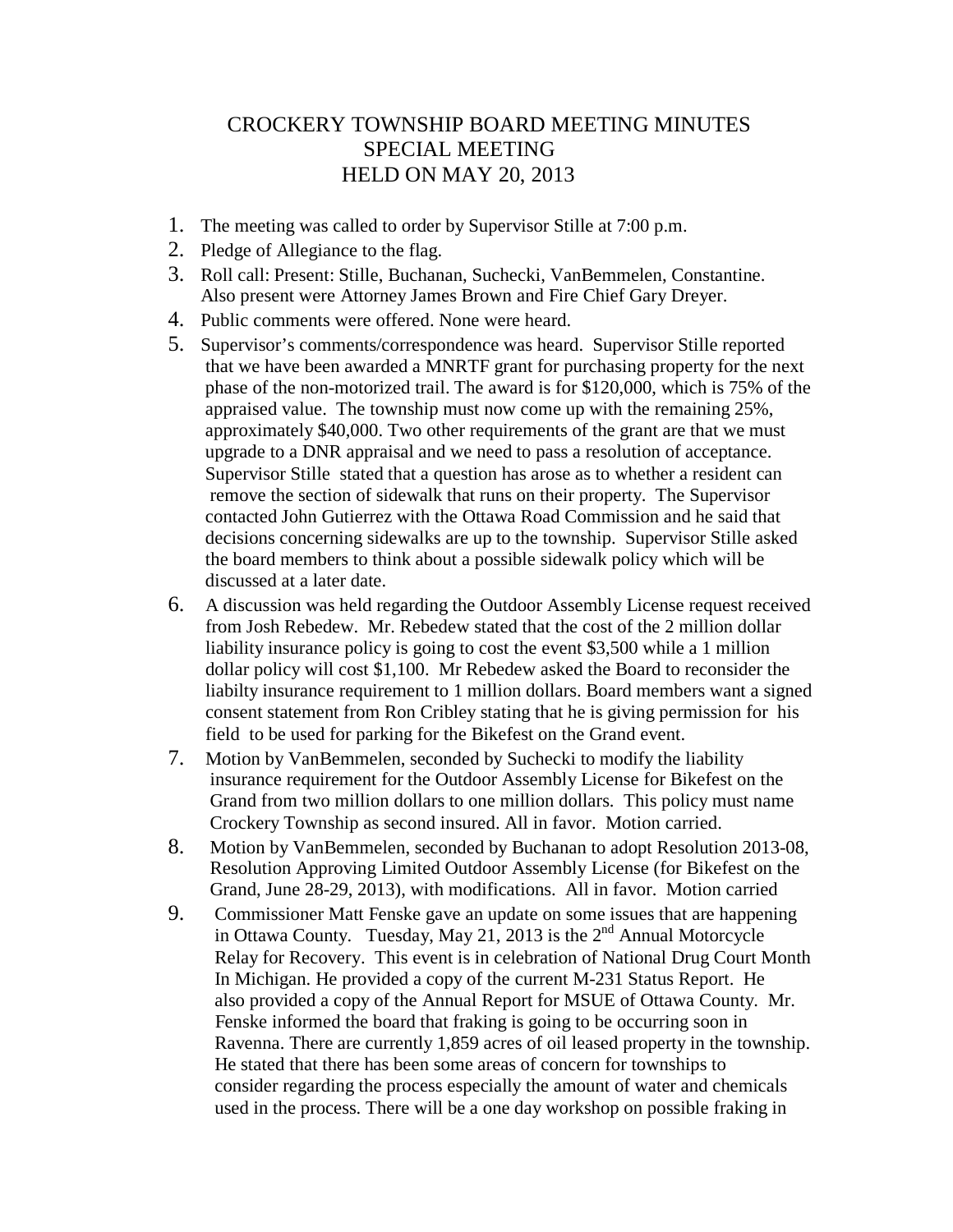# CROCKERY TOWNSHIP BOARD MEETING MINUTES
## SPECIAL MEETING
## HELD ON MAY 20, 2013

1. The meeting was called to order by Supervisor Stille at 7:00 p.m.
2. Pledge of Allegiance to the flag.
3. Roll call: Present: Stille, Buchanan, Suchecki, VanBemmelen, Constantine. Also present were Attorney James Brown and Fire Chief Gary Dreyer.
4. Public comments were offered. None were heard.
5. Supervisor's comments/correspondence was heard. Supervisor Stille reported that we have been awarded a MNRTF grant for purchasing property for the next phase of the non-motorized trail. The award is for $120,000, which is 75% of the appraised value. The township must now come up with the remaining 25%, approximately $40,000. Two other requirements of the grant are that we must upgrade to a DNR appraisal and we need to pass a resolution of acceptance. Supervisor Stille stated that a question has arose as to whether a resident can remove the section of sidewalk that runs on their property. The Supervisor contacted John Gutierrez with the Ottawa Road Commission and he said that decisions concerning sidewalks are up to the township. Supervisor Stille asked the board members to think about a possible sidewalk policy which will be discussed at a later date.
6. A discussion was held regarding the Outdoor Assembly License request received from Josh Rebedew. Mr. Rebedew stated that the cost of the 2 million dollar liability insurance policy is going to cost the event $3,500 while a 1 million dollar policy will cost $1,100. Mr Rebedew asked the Board to reconsider the liabilty insurance requirement to 1 million dollars. Board members want a signed consent statement from Ron Cribley stating that he is giving permission for his field to be used for parking for the Bikefest on the Grand event.
7. Motion by VanBemmelen, seconded by Suchecki to modify the liability insurance requirement for the Outdoor Assembly License for Bikefest on the Grand from two million dollars to one million dollars. This policy must name Crockery Township as second insured. All in favor. Motion carried.
8. Motion by VanBemmelen, seconded by Buchanan to adopt Resolution 2013-08, Resolution Approving Limited Outdoor Assembly License (for Bikefest on the Grand, June 28-29, 2013), with modifications. All in favor. Motion carried
9. Commissioner Matt Fenske gave an update on some issues that are happening in Ottawa County. Tuesday, May 21, 2013 is the 2nd Annual Motorcycle Relay for Recovery. This event is in celebration of National Drug Court Month In Michigan. He provided a copy of the current M-231 Status Report. He also provided a copy of the Annual Report for MSUE of Ottawa County. Mr. Fenske informed the board that fraking is going to be occurring soon in Ravenna. There are currently 1,859 acres of oil leased property in the township. He stated that there has been some areas of concern for townships to consider regarding the process especially the amount of water and chemicals used in the process. There will be a one day workshop on possible fraking in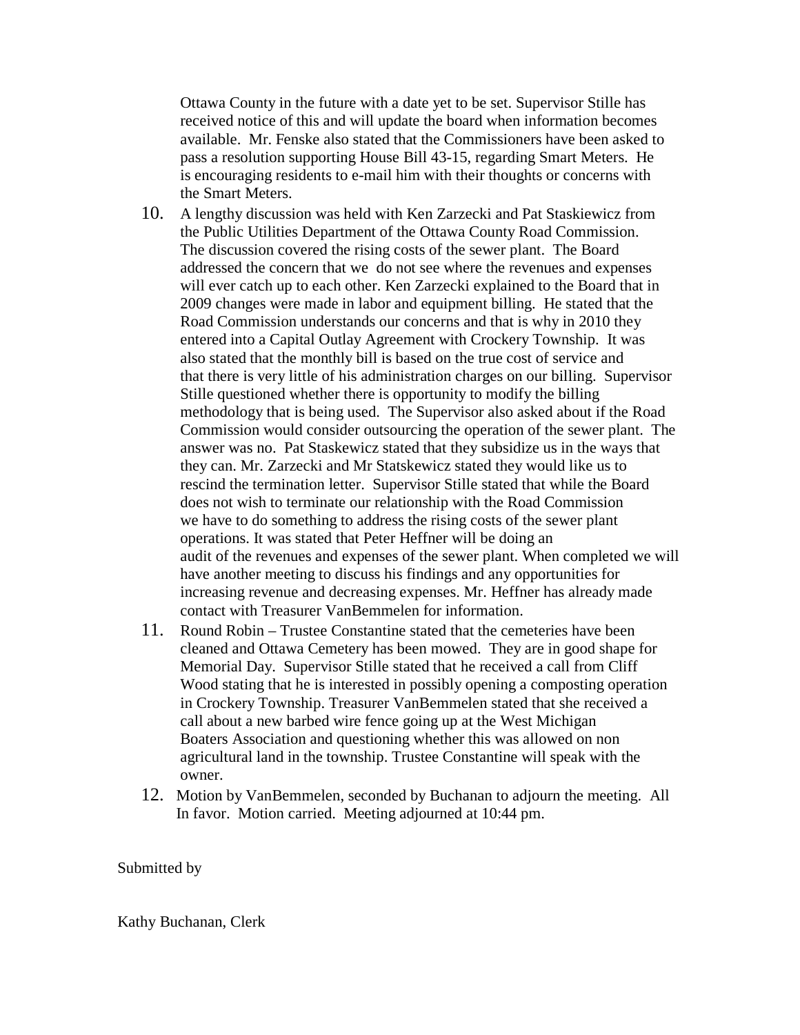Ottawa County in the future with a date yet to be set. Supervisor Stille has received notice of this and will update the board when information becomes available. Mr. Fenske also stated that the Commissioners have been asked to pass a resolution supporting House Bill 43-15, regarding Smart Meters. He is encouraging residents to e-mail him with their thoughts or concerns with the Smart Meters.

10. A lengthy discussion was held with Ken Zarzecki and Pat Staskiewicz from the Public Utilities Department of the Ottawa County Road Commission. The discussion covered the rising costs of the sewer plant. The Board addressed the concern that we do not see where the revenues and expenses will ever catch up to each other. Ken Zarzecki explained to the Board that in 2009 changes were made in labor and equipment billing. He stated that the Road Commission understands our concerns and that is why in 2010 they entered into a Capital Outlay Agreement with Crockery Township. It was also stated that the monthly bill is based on the true cost of service and that there is very little of his administration charges on our billing. Supervisor Stille questioned whether there is opportunity to modify the billing methodology that is being used. The Supervisor also asked about if the Road Commission would consider outsourcing the operation of the sewer plant. The answer was no. Pat Staskewicz stated that they subsidize us in the ways that they can. Mr. Zarzecki and Mr Statskewicz stated they would like us to rescind the termination letter. Supervisor Stille stated that while the Board does not wish to terminate our relationship with the Road Commission we have to do something to address the rising costs of the sewer plant operations. It was stated that Peter Heffner will be doing an audit of the revenues and expenses of the sewer plant. When completed we will have another meeting to discuss his findings and any opportunities for increasing revenue and decreasing expenses. Mr. Heffner has already made contact with Treasurer VanBemmelen for information.
11. Round Robin – Trustee Constantine stated that the cemeteries have been cleaned and Ottawa Cemetery has been mowed. They are in good shape for Memorial Day. Supervisor Stille stated that he received a call from Cliff Wood stating that he is interested in possibly opening a composting operation in Crockery Township. Treasurer VanBemmelen stated that she received a call about a new barbed wire fence going up at the West Michigan Boaters Association and questioning whether this was allowed on non agricultural land in the township. Trustee Constantine will speak with the owner.
12. Motion by VanBemmelen, seconded by Buchanan to adjourn the meeting. All In favor. Motion carried. Meeting adjourned at 10:44 pm.

Submitted by

Kathy Buchanan, Clerk